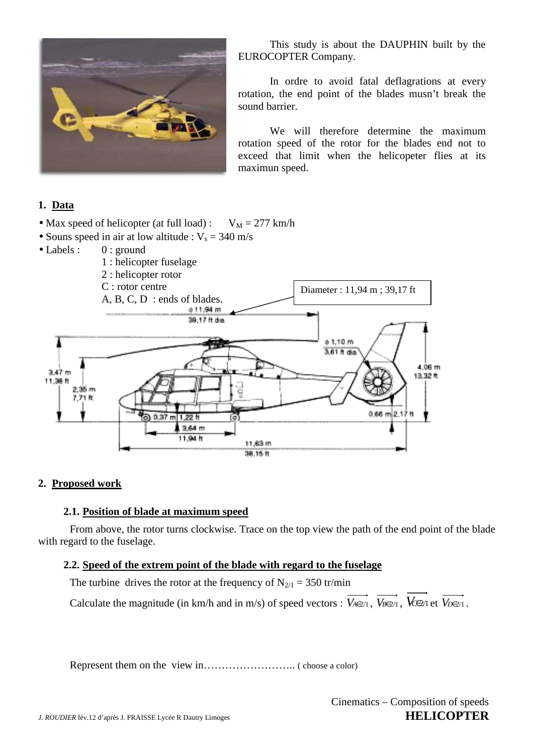This study is about the DAUPHIN built by the EUROCOPTER Company.

In ordre to avoid fatal deflagrations at every rotation, the end point of the blades musn't break the sound barrier.

We will therefore determine the maximum rotation speed of the rotor for the blades end not to exceed that limit when the helicopeter flies at its maximun speed.

## 1. Data

- Max speed of helicopter (at full load) : $V_M$ = 277 km/h
- Souns speed in air at low altitude : $V_s$ = 340 m/s
- Labels :
  - 0 : ground
  - 1 : helicopter fuselage
  - 2 : helicopter rotor
  - C : rotor centre
  - A, B, C, D : ends of blades.

Diameter : 11,94 m ; 39,17 ft

## 2. Proposed work

### 2.1. Position of blade at maximum speed

From above, the rotor turns clockwise. Trace on the top view the path of the end point of the blade with regard to the fuselage.

### 2.2. Speed of the extrem point of the blade with regard to the fuselage

The turbine drives the rotor at the frequency of $N_{2/1}$ = 350 tr/min

Calculate the magnitude (in km/h and in m/s) of speed vectors : $\overrightarrow{V_{A\in 2/1}}$, $\overrightarrow{V_{B\in 2/1}}$, $\overrightarrow{V_{C\in 2/1}}$ et $\overrightarrow{V_{D\in 2/1}}$.

Represent them on the view in…………………….. ( choose a color)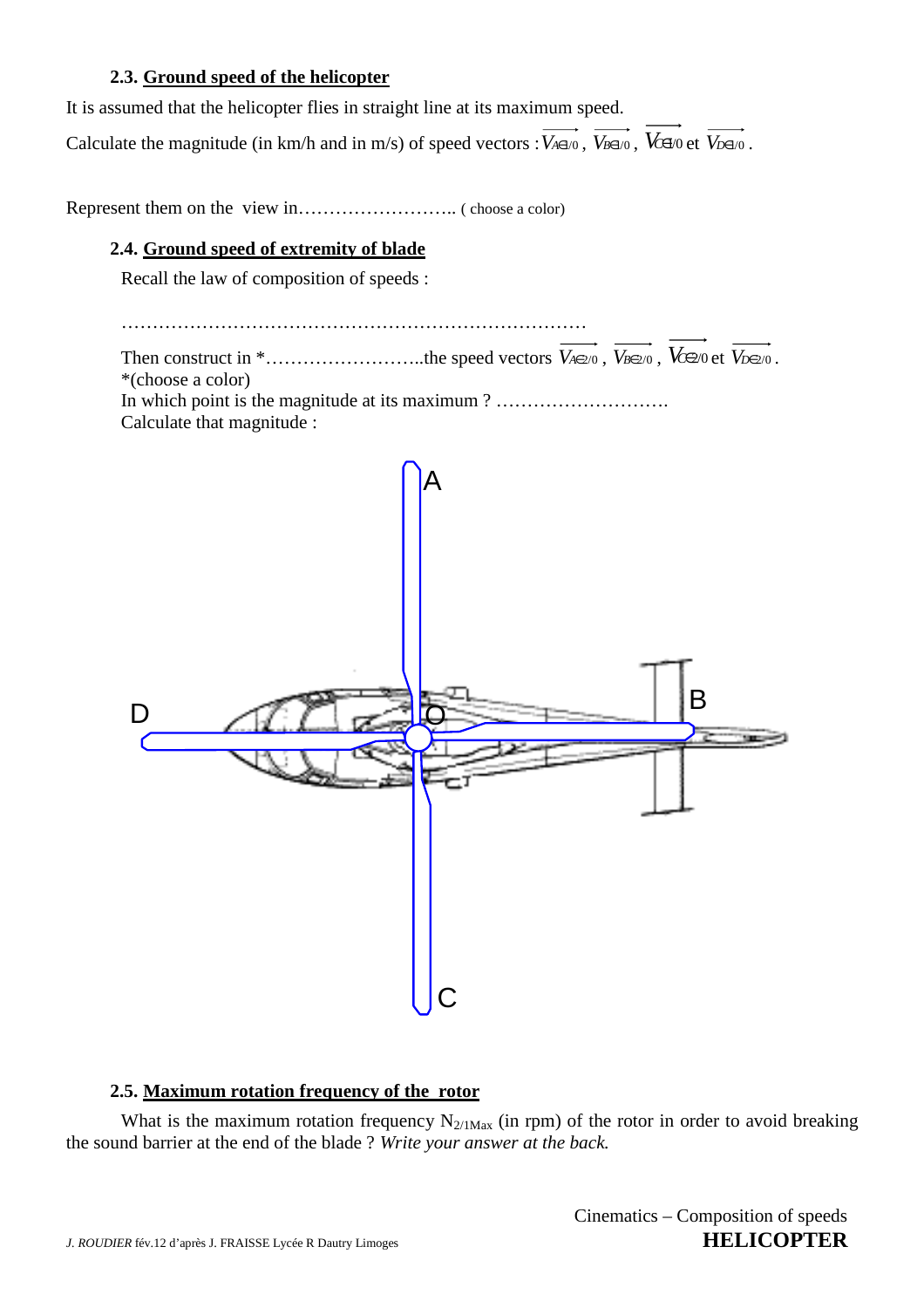### 2.3. Ground speed of the helicopter

It is assumed that the helicopter flies in straight line at its maximum speed.

Calculate the magnitude (in km/h and in m/s) of speed vectors : $\overrightarrow{V_{A\in 1/0}}$, $\overrightarrow{V_{B\in 1/0}}$, $\overrightarrow{V_{C\in 1/0}}$ et $\overrightarrow{V_{D\in 1/0}}$.

Represent them on the view in…………………….. ( choose a color)

### 2.4. Ground speed of extremity of blade

Recall the law of composition of speeds :

…………………………………………………………………

Then construct in *……………………..the speed vectors $\overrightarrow{V_{A\in 2/0}}$, $\overrightarrow{V_{B\in 2/0}}$, $\overrightarrow{V_{C\in 2/0}}$ et $\overrightarrow{V_{D\in 2/0}}$.
*(choose a color)

In which point is the magnitude at its maximum ? ……………………….

Calculate that magnitude :

A

B

C

D

O

### 2.5. Maximum rotation frequency of the rotor

What is the maximum rotation frequency $N_{2/1Max}$ (in rpm) of the rotor in order to avoid breaking the sound barrier at the end of the blade ? *Write your answer at the back.*

Cinematics – Composition of speeds
**HELICOPTER**

*J. ROUDIER* fév.12 d'après J. FRAISSE Lycée R Dautry Limoges